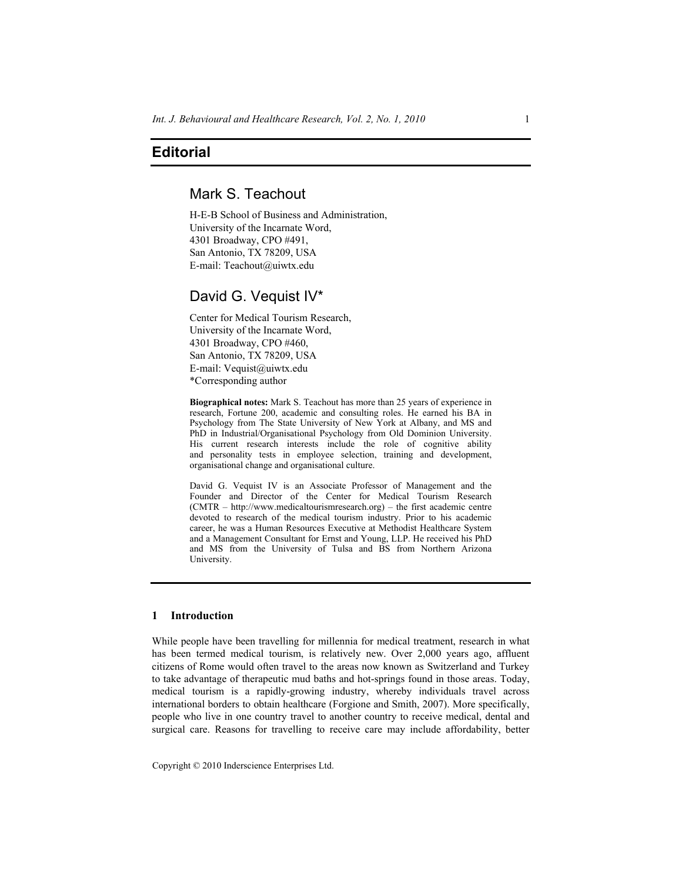# Editorial

## Mark S. Teachout

H-E-B School of Business and Administration,
University of the Incarnate Word,
4301 Broadway, CPO #491,
San Antonio, TX 78209, USA
E-mail: Teachout@uiwtx.edu

## David G. Vequist IV*

Center for Medical Tourism Research,
University of the Incarnate Word,
4301 Broadway, CPO #460,
San Antonio, TX 78209, USA
E-mail: Vequist@uiwtx.edu
*Corresponding author

**Biographical notes:** Mark S. Teachout has more than 25 years of experience in research, Fortune 200, academic and consulting roles. He earned his BA in Psychology from The State University of New York at Albany, and MS and PhD in Industrial/Organisational Psychology from Old Dominion University. His current research interests include the role of cognitive ability and personality tests in employee selection, training and development, organisational change and organisational culture.

David G. Vequist IV is an Associate Professor of Management and the Founder and Director of the Center for Medical Tourism Research (CMTR – http://www.medicaltourismresearch.org) – the first academic centre devoted to research of the medical tourism industry. Prior to his academic career, he was a Human Resources Executive at Methodist Healthcare System and a Management Consultant for Ernst and Young, LLP. He received his PhD and MS from the University of Tulsa and BS from Northern Arizona University.

## 1 Introduction

While people have been travelling for millennia for medical treatment, research in what has been termed medical tourism, is relatively new. Over 2,000 years ago, affluent citizens of Rome would often travel to the areas now known as Switzerland and Turkey to take advantage of therapeutic mud baths and hot-springs found in those areas. Today, medical tourism is a rapidly-growing industry, whereby individuals travel across international borders to obtain healthcare (Forgione and Smith, 2007). More specifically, people who live in one country travel to another country to receive medical, dental and surgical care. Reasons for travelling to receive care may include affordability, better

Copyright © 2010 Inderscience Enterprises Ltd.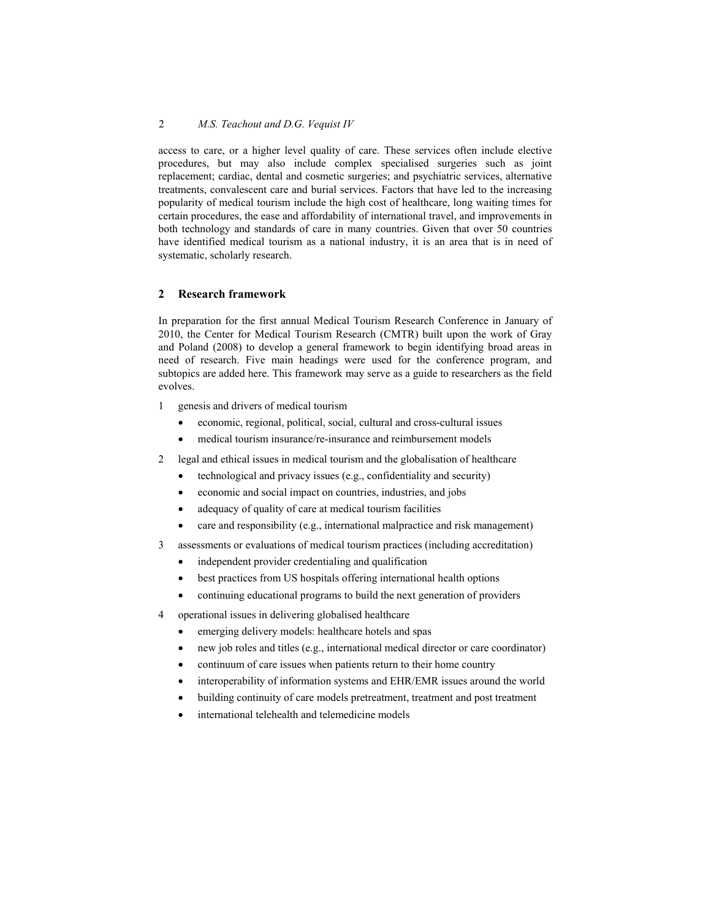access to care, or a higher level quality of care. These services often include elective procedures, but may also include complex specialised surgeries such as joint replacement; cardiac, dental and cosmetic surgeries; and psychiatric services, alternative treatments, convalescent care and burial services. Factors that have led to the increasing popularity of medical tourism include the high cost of healthcare, long waiting times for certain procedures, the ease and affordability of international travel, and improvements in both technology and standards of care in many countries. Given that over 50 countries have identified medical tourism as a national industry, it is an area that is in need of systematic, scholarly research.

## 2 Research framework

In preparation for the first annual Medical Tourism Research Conference in January of 2010, the Center for Medical Tourism Research (CMTR) built upon the work of Gray and Poland (2008) to develop a general framework to begin identifying broad areas in need of research. Five main headings were used for the conference program, and subtopics are added here. This framework may serve as a guide to researchers as the field evolves.

1. genesis and drivers of medical tourism
   - economic, regional, political, social, cultural and cross-cultural issues
   - medical tourism insurance/re-insurance and reimbursement models
2. legal and ethical issues in medical tourism and the globalisation of healthcare
   - technological and privacy issues (e.g., confidentiality and security)
   - economic and social impact on countries, industries, and jobs
   - adequacy of quality of care at medical tourism facilities
   - care and responsibility (e.g., international malpractice and risk management)
3. assessments or evaluations of medical tourism practices (including accreditation)
   - independent provider credentialing and qualification
   - best practices from US hospitals offering international health options
   - continuing educational programs to build the next generation of providers
4. operational issues in delivering globalised healthcare
   - emerging delivery models: healthcare hotels and spas
   - new job roles and titles (e.g., international medical director or care coordinator)
   - continuum of care issues when patients return to their home country
   - interoperability of information systems and EHR/EMR issues around the world
   - building continuity of care models pretreatment, treatment and post treatment
   - international telehealth and telemedicine models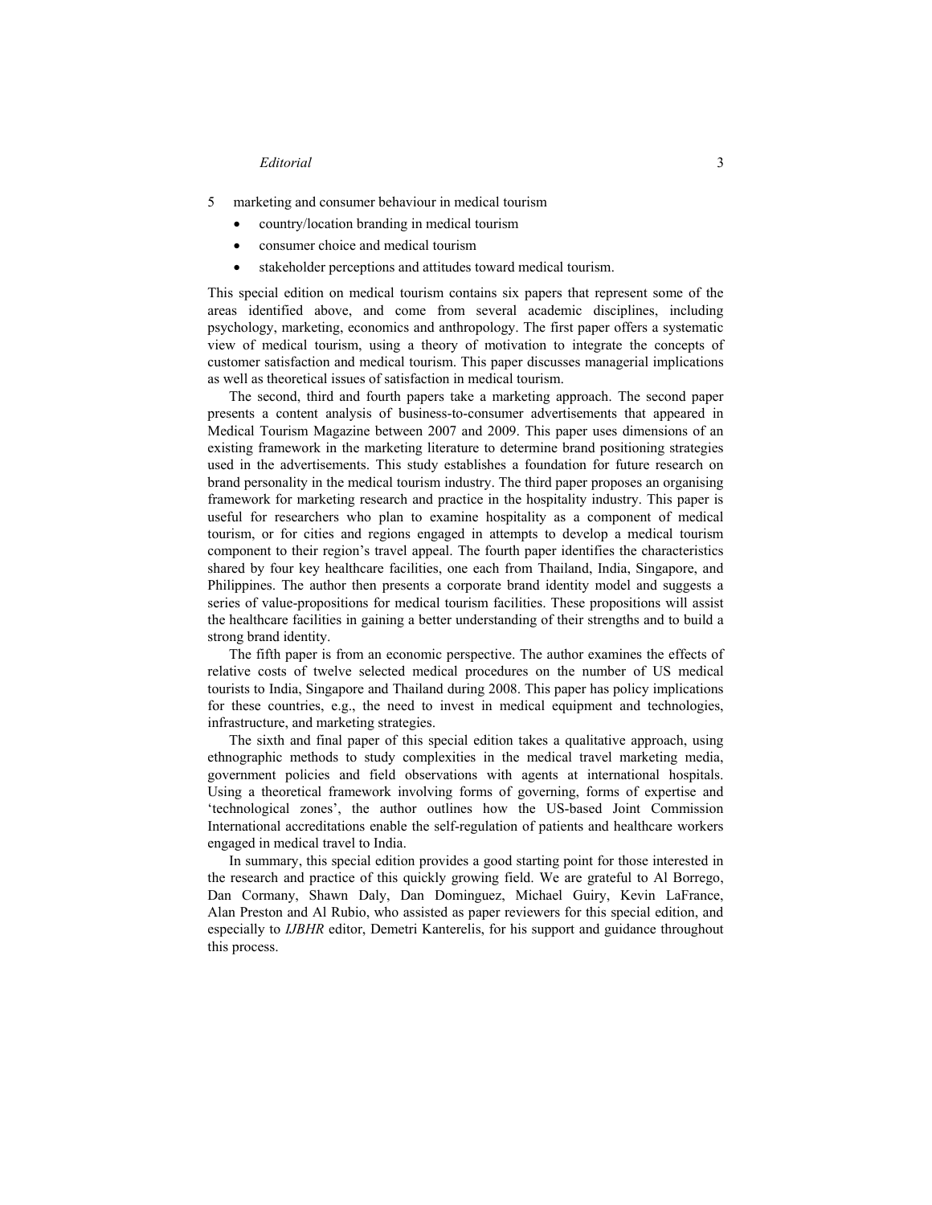5 marketing and consumer behaviour in medical tourism
   - country/location branding in medical tourism
   - consumer choice and medical tourism
   - stakeholder perceptions and attitudes toward medical tourism.

This special edition on medical tourism contains six papers that represent some of the areas identified above, and come from several academic disciplines, including psychology, marketing, economics and anthropology. The first paper offers a systematic view of medical tourism, using a theory of motivation to integrate the concepts of customer satisfaction and medical tourism. This paper discusses managerial implications as well as theoretical issues of satisfaction in medical tourism.

The second, third and fourth papers take a marketing approach. The second paper presents a content analysis of business-to-consumer advertisements that appeared in Medical Tourism Magazine between 2007 and 2009. This paper uses dimensions of an existing framework in the marketing literature to determine brand positioning strategies used in the advertisements. This study establishes a foundation for future research on brand personality in the medical tourism industry. The third paper proposes an organising framework for marketing research and practice in the hospitality industry. This paper is useful for researchers who plan to examine hospitality as a component of medical tourism, or for cities and regions engaged in attempts to develop a medical tourism component to their region's travel appeal. The fourth paper identifies the characteristics shared by four key healthcare facilities, one each from Thailand, India, Singapore, and Philippines. The author then presents a corporate brand identity model and suggests a series of value-propositions for medical tourism facilities. These propositions will assist the healthcare facilities in gaining a better understanding of their strengths and to build a strong brand identity.

The fifth paper is from an economic perspective. The author examines the effects of relative costs of twelve selected medical procedures on the number of US medical tourists to India, Singapore and Thailand during 2008. This paper has policy implications for these countries, e.g., the need to invest in medical equipment and technologies, infrastructure, and marketing strategies.

The sixth and final paper of this special edition takes a qualitative approach, using ethnographic methods to study complexities in the medical travel marketing media, government policies and field observations with agents at international hospitals. Using a theoretical framework involving forms of governing, forms of expertise and 'technological zones', the author outlines how the US-based Joint Commission International accreditations enable the self-regulation of patients and healthcare workers engaged in medical travel to India.

In summary, this special edition provides a good starting point for those interested in the research and practice of this quickly growing field. We are grateful to Al Borrego, Dan Cormany, Shawn Daly, Dan Dominguez, Michael Guiry, Kevin LaFrance, Alan Preston and Al Rubio, who assisted as paper reviewers for this special edition, and especially to *IJBHR* editor, Demetri Kanterelis, for his support and guidance throughout this process.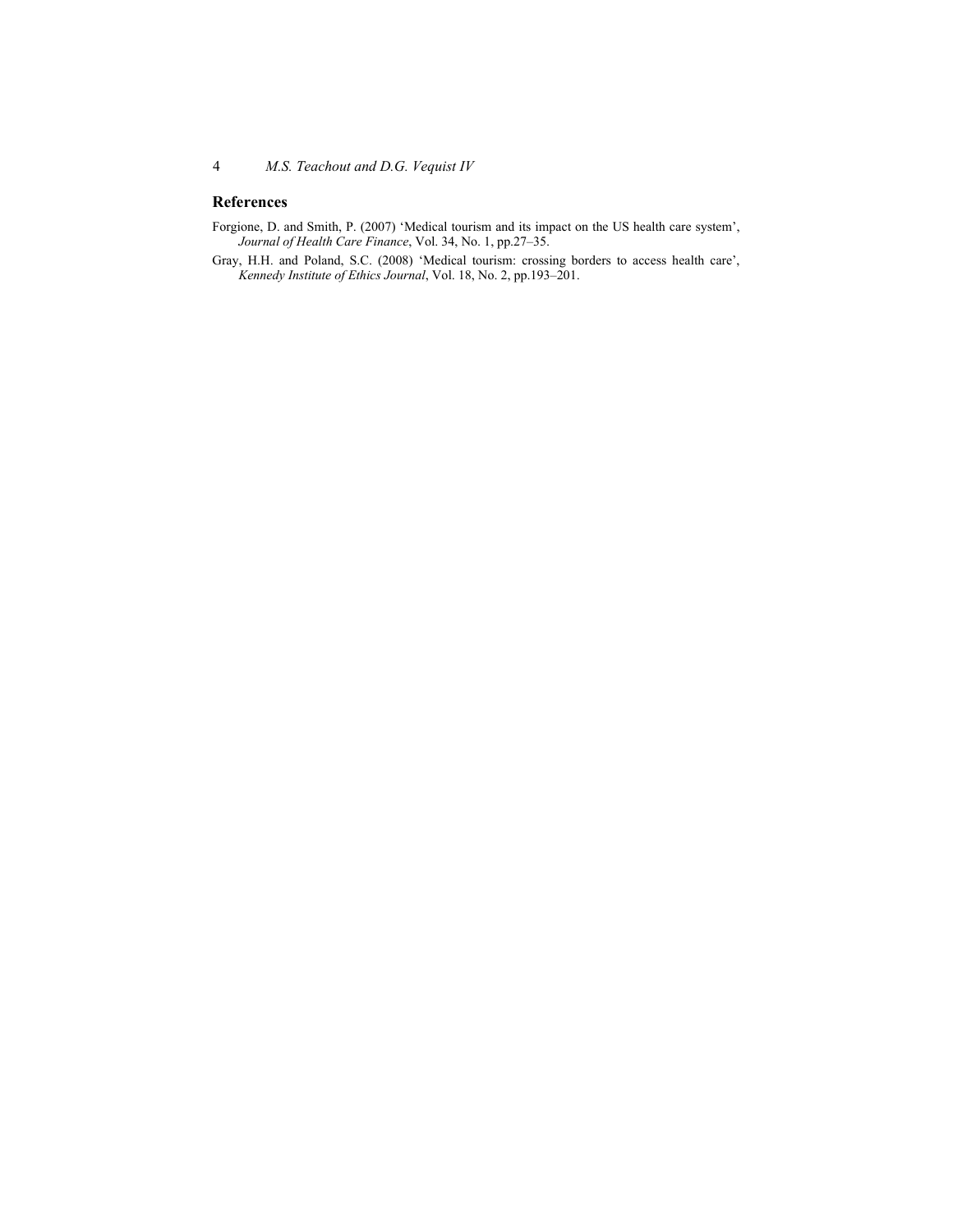## References

Forgione, D. and Smith, P. (2007) 'Medical tourism and its impact on the US health care system', *Journal of Health Care Finance*, Vol. 34, No. 1, pp.27–35.

Gray, H.H. and Poland, S.C. (2008) 'Medical tourism: crossing borders to access health care', *Kennedy Institute of Ethics Journal*, Vol. 18, No. 2, pp.193–201.